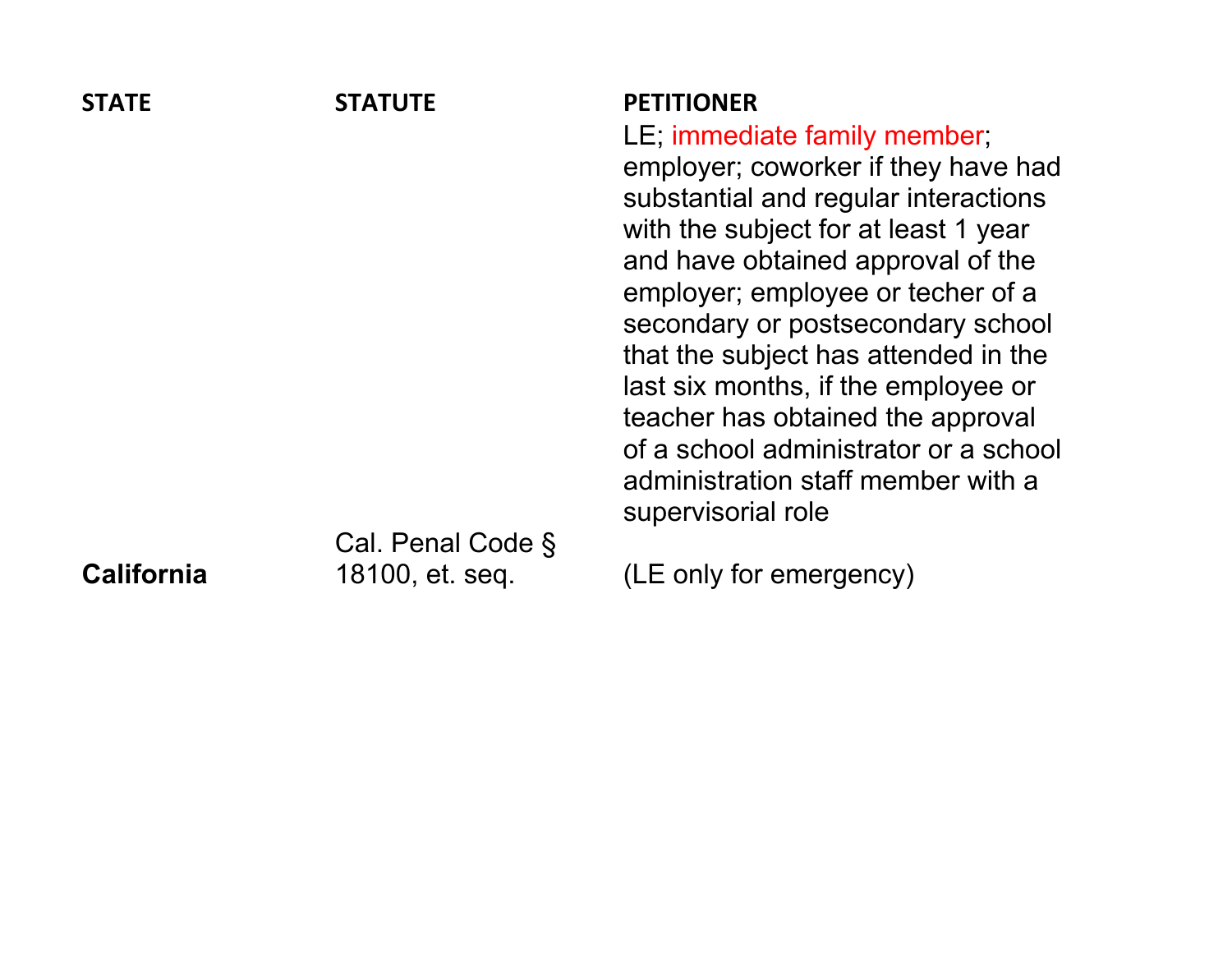| STATE | STATUTE | PETITIONER |
| --- | --- | --- |
| **California** | Cal. Penal Code § 18100, et. seq. | LE; immediate family member; employer; coworker if they have had substantial and regular interactions with the subject for at least 1 year and have obtained approval of the employer; employee or techer of a secondary or postsecondary school that the subject has attended in the last six months, if the employee or teacher has obtained the approval of a school administrator or a school administration staff member with a supervisorial role (LE only for emergency) |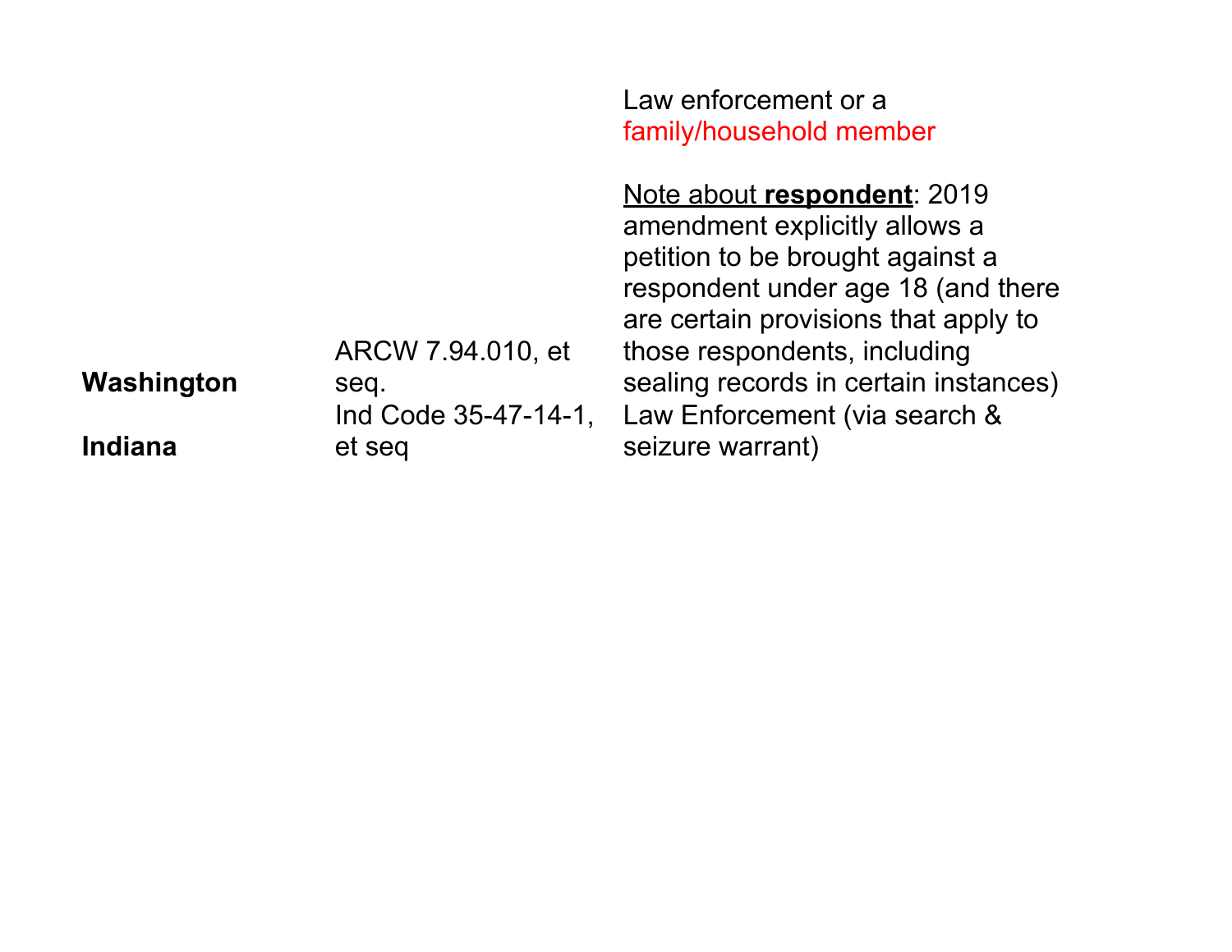| | | |
|---|---|---|
| **Washington** | ARCW 7.94.010, et seq. | Law enforcement or a family/household member<br><br>Note about **respondent**: 2019 amendment explicitly allows a petition to be brought against a respondent under age 18 (and there are certain provisions that apply to those respondents, including sealing records in certain instances) |
| **Indiana** | Ind Code 35-47-14-1, et seq | Law Enforcement (via search & seizure warrant) |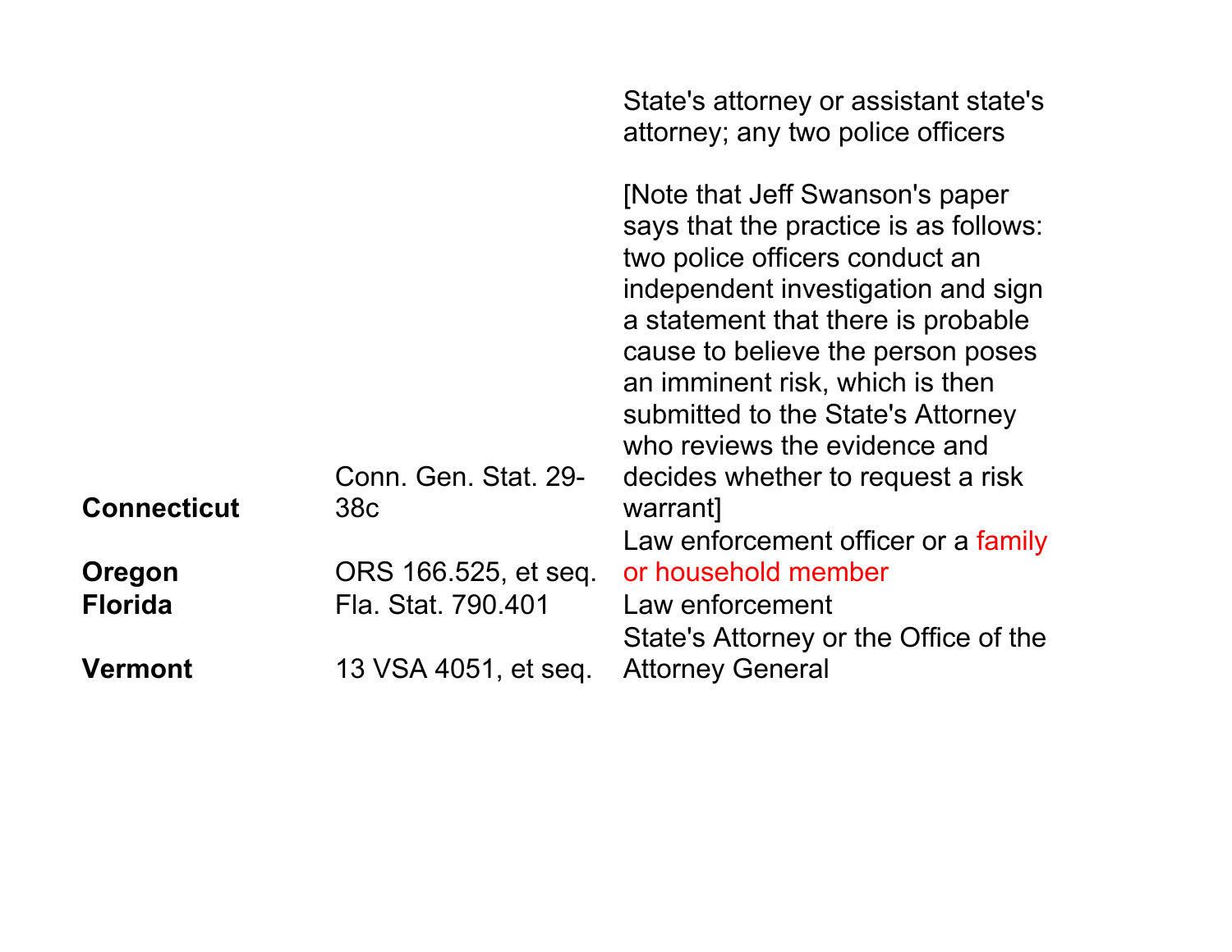| | | |
|---|---|---|
| **Connecticut** | Conn. Gen. Stat. 29-38c | State's attorney or assistant state's attorney; any two police officers<br><br>[Note that Jeff Swanson's paper says that the practice is as follows: two police officers conduct an independent investigation and sign a statement that there is probable cause to believe the person poses an imminent risk, which is then submitted to the State's Attorney who reviews the evidence and decides whether to request a risk warrant] |
| **Oregon** | ORS 166.525, et seq. | Law enforcement officer or a family or household member |
| **Florida** | Fla. Stat. 790.401 | Law enforcement |
| **Vermont** | 13 VSA 4051, et seq. | State's Attorney or the Office of the Attorney General |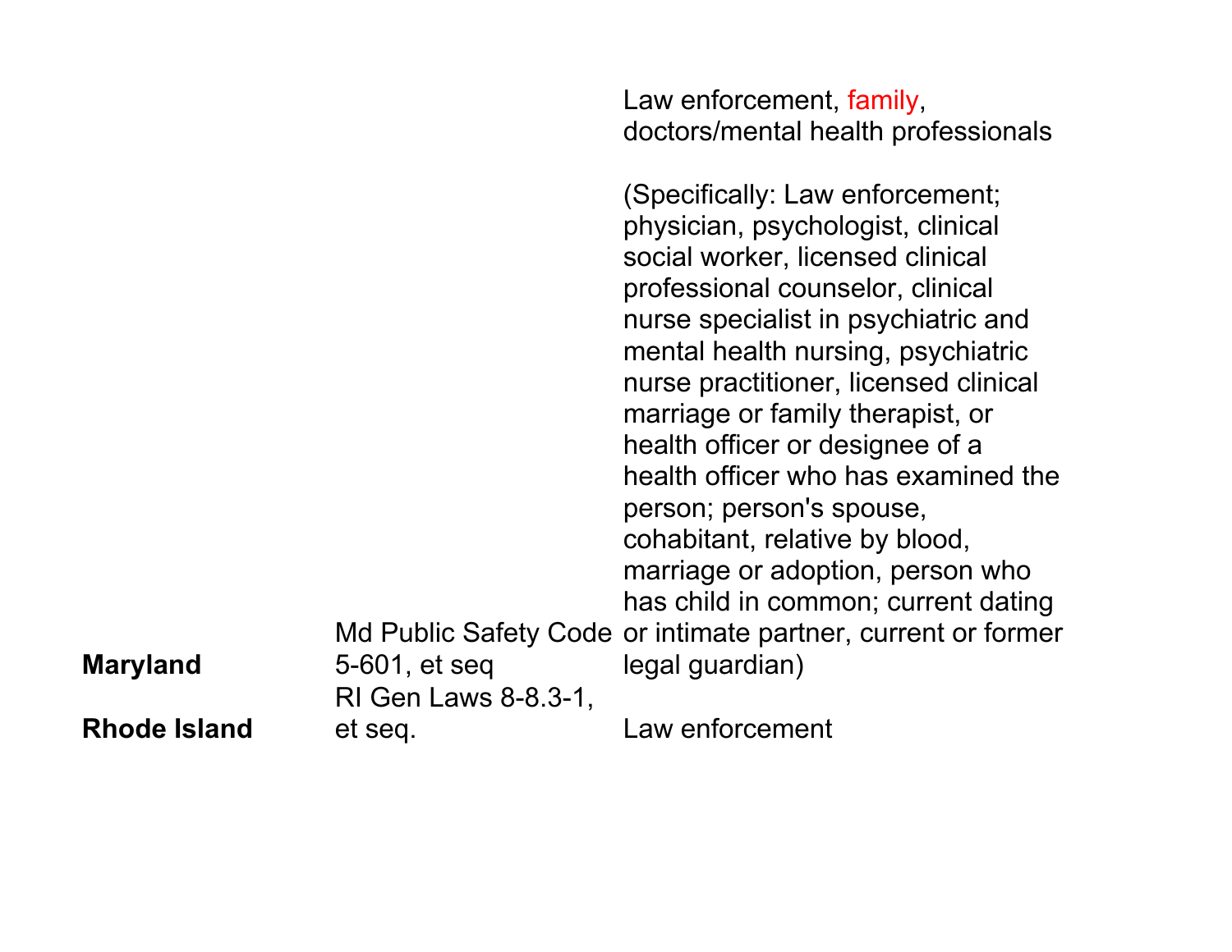| | | |
|---|---|---|
| **Maryland** | Md Public Safety Code 5-601, et seq | Law enforcement, family, doctors/mental health professionals<br><br>(Specifically: Law enforcement; physician, psychologist, clinical social worker, licensed clinical professional counselor, clinical nurse specialist in psychiatric and mental health nursing, psychiatric nurse practitioner, licensed clinical marriage or family therapist, or health officer or designee of a health officer who has examined the person; person's spouse, cohabitant, relative by blood, marriage or adoption, person who has child in common; current dating or intimate partner, current or former legal guardian) |
| **Rhode Island** | RI Gen Laws 8-8.3-1, et seq. | Law enforcement |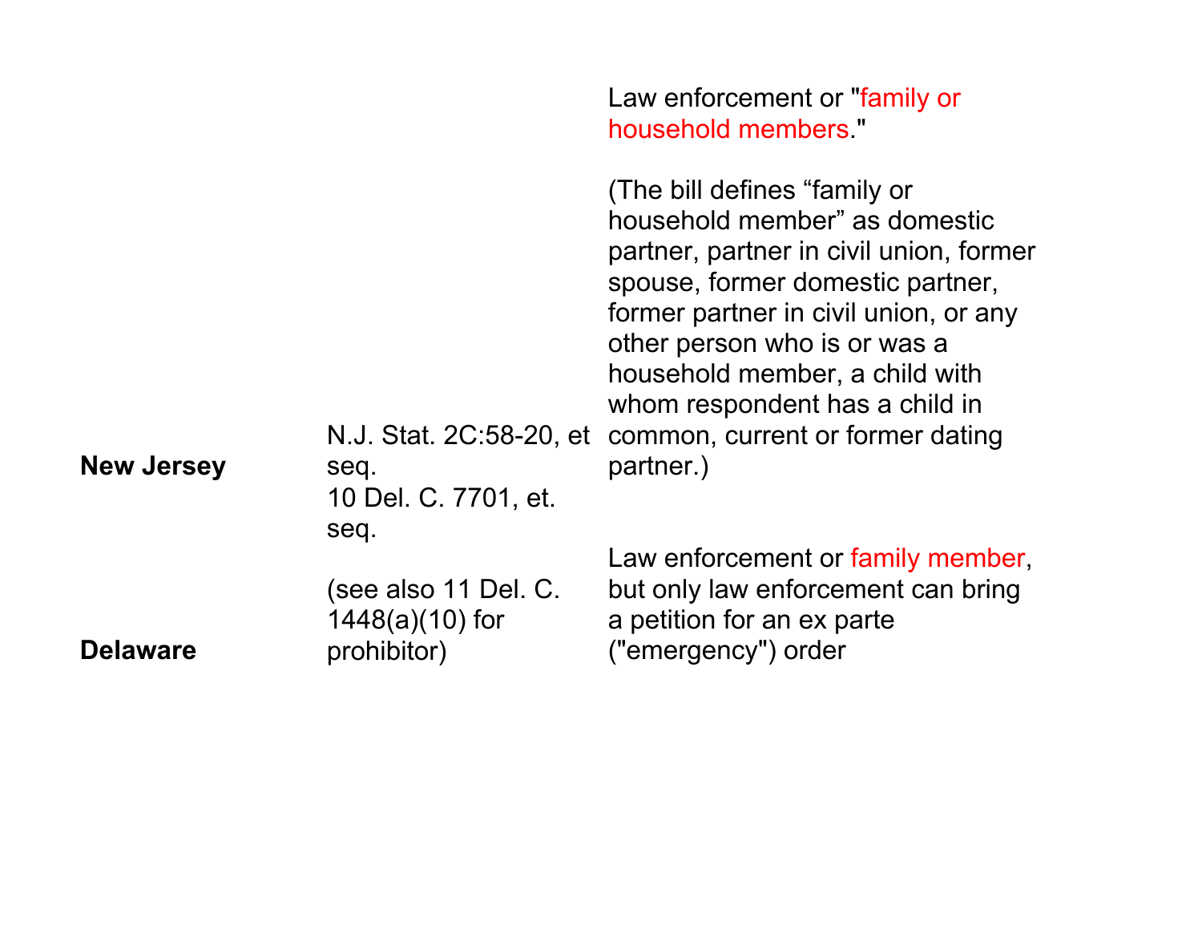| | | |
|---|---|---|
| **New Jersey** | N.J. Stat. 2C:58-20, et seq. | Law enforcement or "family or household members."<br><br>(The bill defines "family or household member" as domestic partner, partner in civil union, former spouse, former domestic partner, former partner in civil union, or any other person who is or was a household member, a child with whom respondent has a child in common, current or former dating partner.) |
| **Delaware** | 10 Del. C. 7701, et. seq.<br><br>(see also 11 Del. C. 1448(a)(10) for prohibitor) | Law enforcement or family member, but only law enforcement can bring a petition for an ex parte ("emergency") order |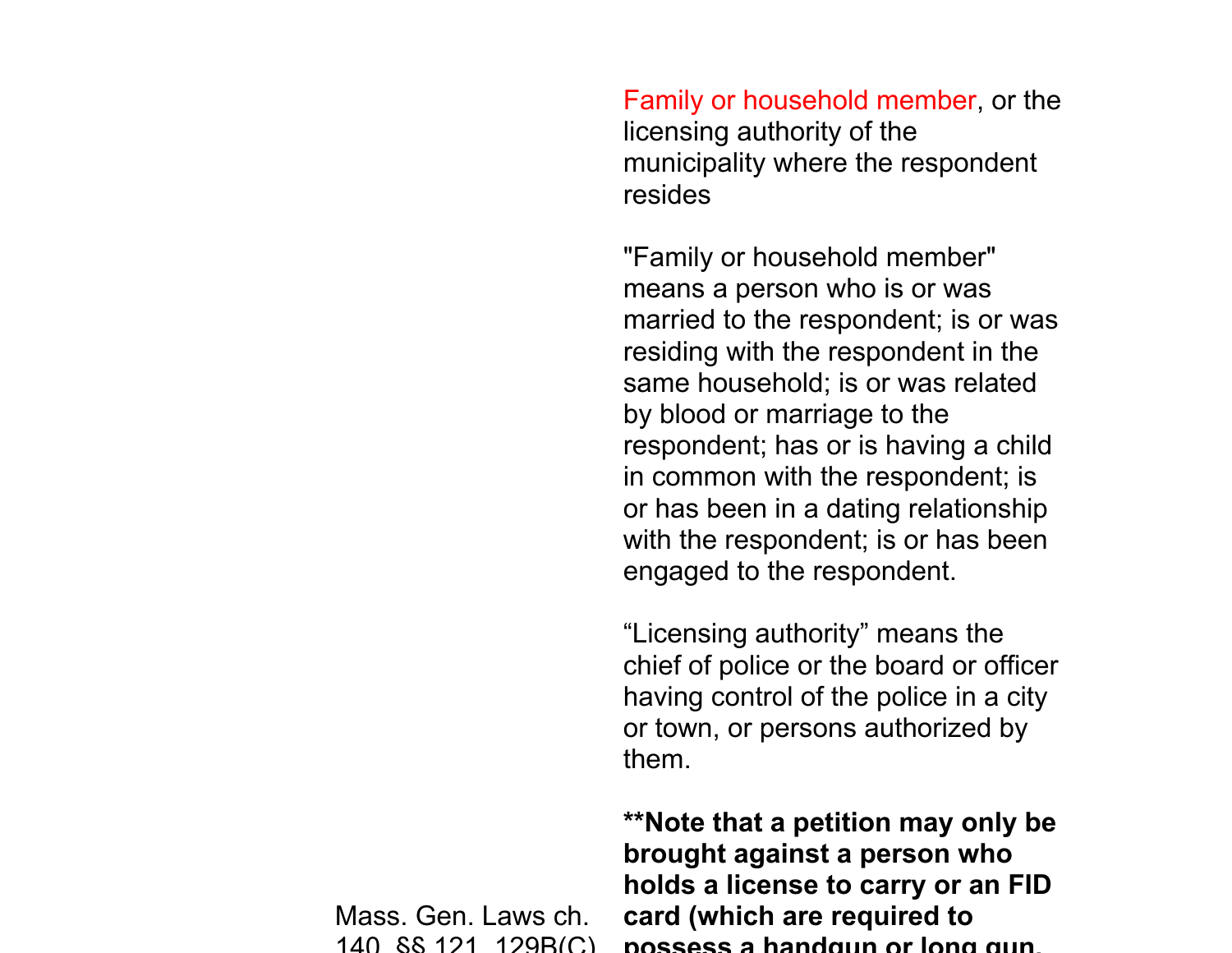Family or household member, or the licensing authority of the municipality where the respondent resides

"Family or household member" means a person who is or was married to the respondent; is or was residing with the respondent in the same household; is or was related by blood or marriage to the respondent; has or is having a child in common with the respondent; is or has been in a dating relationship with the respondent; is or has been engaged to the respondent.

“Licensing authority” means the chief of police or the board or officer having control of the police in a city or town, or persons authorized by them.

Mass. Gen. Laws ch. 140, §§ 121, 129B(C)

**Note that a petition may only be brought against a person who holds a license to carry or an FID card (which are required to possess a handgun or long gun,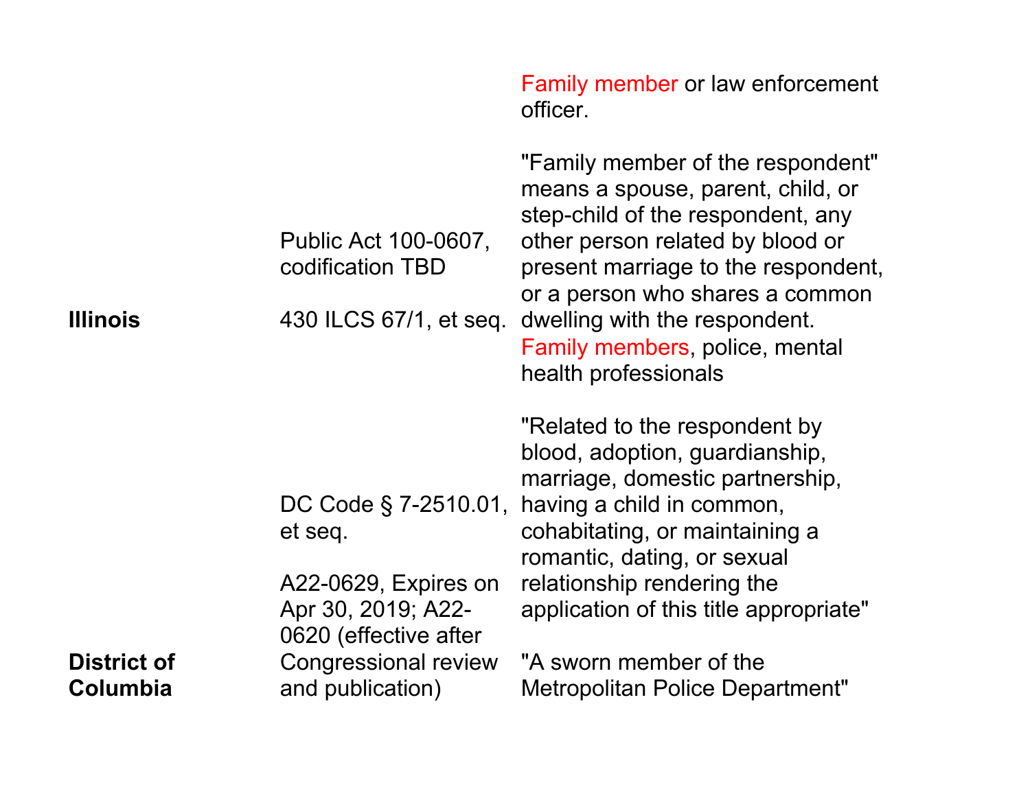| | | |
|---|---|---|
| Illinois | Public Act 100-0607, codification TBD<br><br>430 ILCS 67/1, et seq. | Family member or law enforcement officer.<br><br>"Family member of the respondent" means a spouse, parent, child, or step-child of the respondent, any other person related by blood or present marriage to the respondent, or a person who shares a common dwelling with the respondent. |
| District of Columbia | DC Code § 7-2510.01, et seq.<br><br>A22-0629, Expires on Apr 30, 2019; A22-0620 (effective after Congressional review and publication) | Family members, police, mental health professionals<br><br>"Related to the respondent by blood, adoption, guardianship, marriage, domestic partnership, having a child in common, cohabitating, or maintaining a romantic, dating, or sexual relationship rendering the application of this title appropriate"<br><br>"A sworn member of the Metropolitan Police Department" |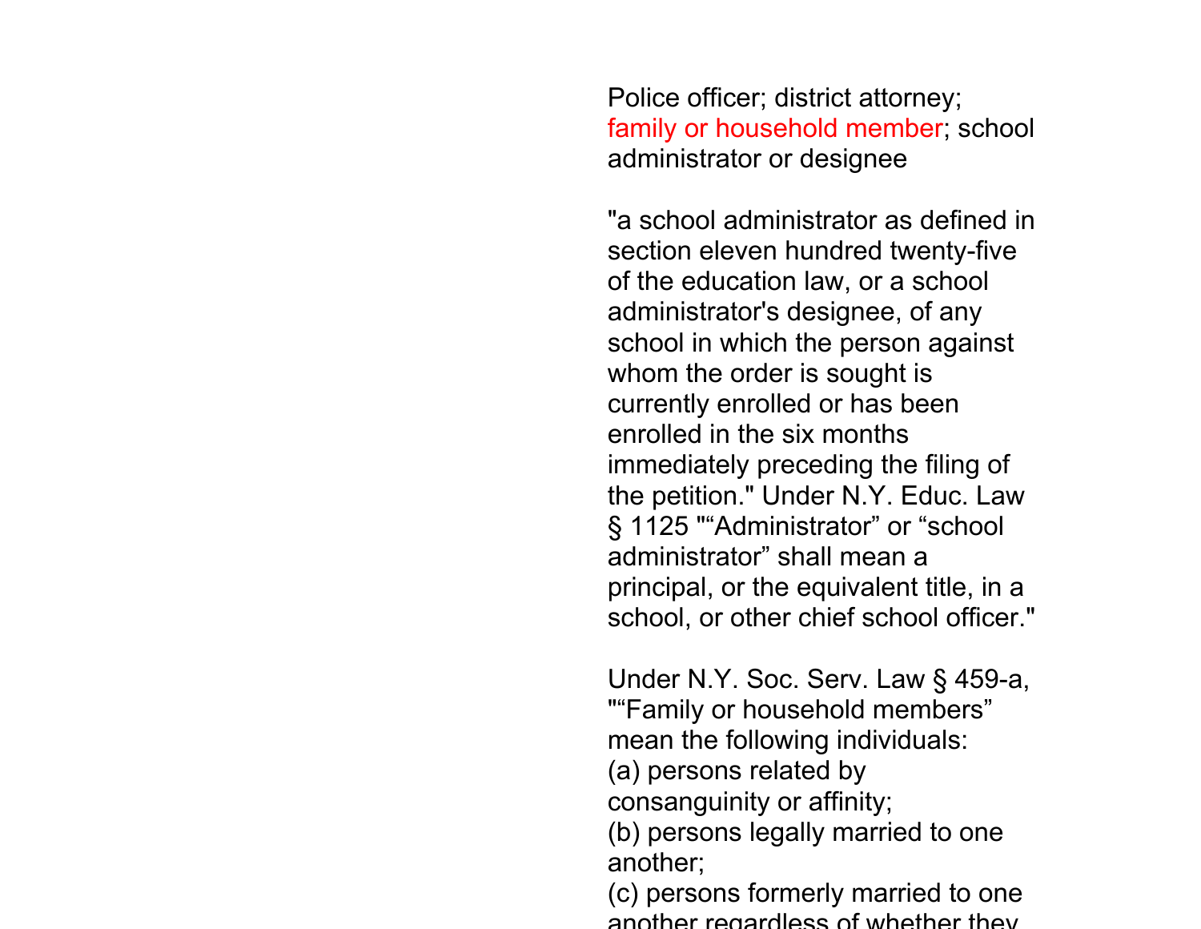Police officer; district attorney; family or household member; school administrator or designee

"a school administrator as defined in section eleven hundred twenty-five of the education law, or a school administrator's designee, of any school in which the person against whom the order is sought is currently enrolled or has been enrolled in the six months immediately preceding the filing of the petition." Under N.Y. Educ. Law § 1125 "“Administrator” or “school administrator” shall mean a principal, or the equivalent title, in a school, or other chief school officer."

Under N.Y. Soc. Serv. Law § 459-a, "“Family or household members” mean the following individuals:
(a) persons related by consanguinity or affinity;
(b) persons legally married to one another;
(c) persons formerly married to one another regardless of whether they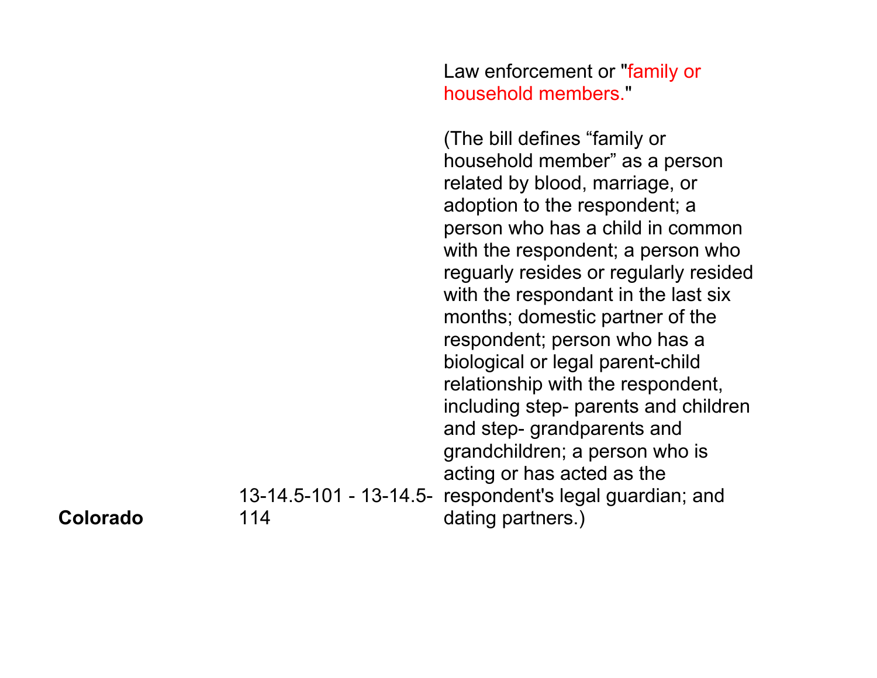| | | |
|---|---|---|
| **Colorado** | 13-14.5-101 - 13-14.5-114 | Law enforcement or "family or household members."<br><br>(The bill defines “family or household member” as a person related by blood, marriage, or adoption to the respondent; a person who has a child in common with the respondent; a person who reguarly resides or regularly resided with the respondant in the last six months; domestic partner of the respondent; person who has a biological or legal parent-child relationship with the respondent, including step- parents and children and step- grandparents and grandchildren; a person who is acting or has acted as the respondent's legal guardian; and dating partners.) |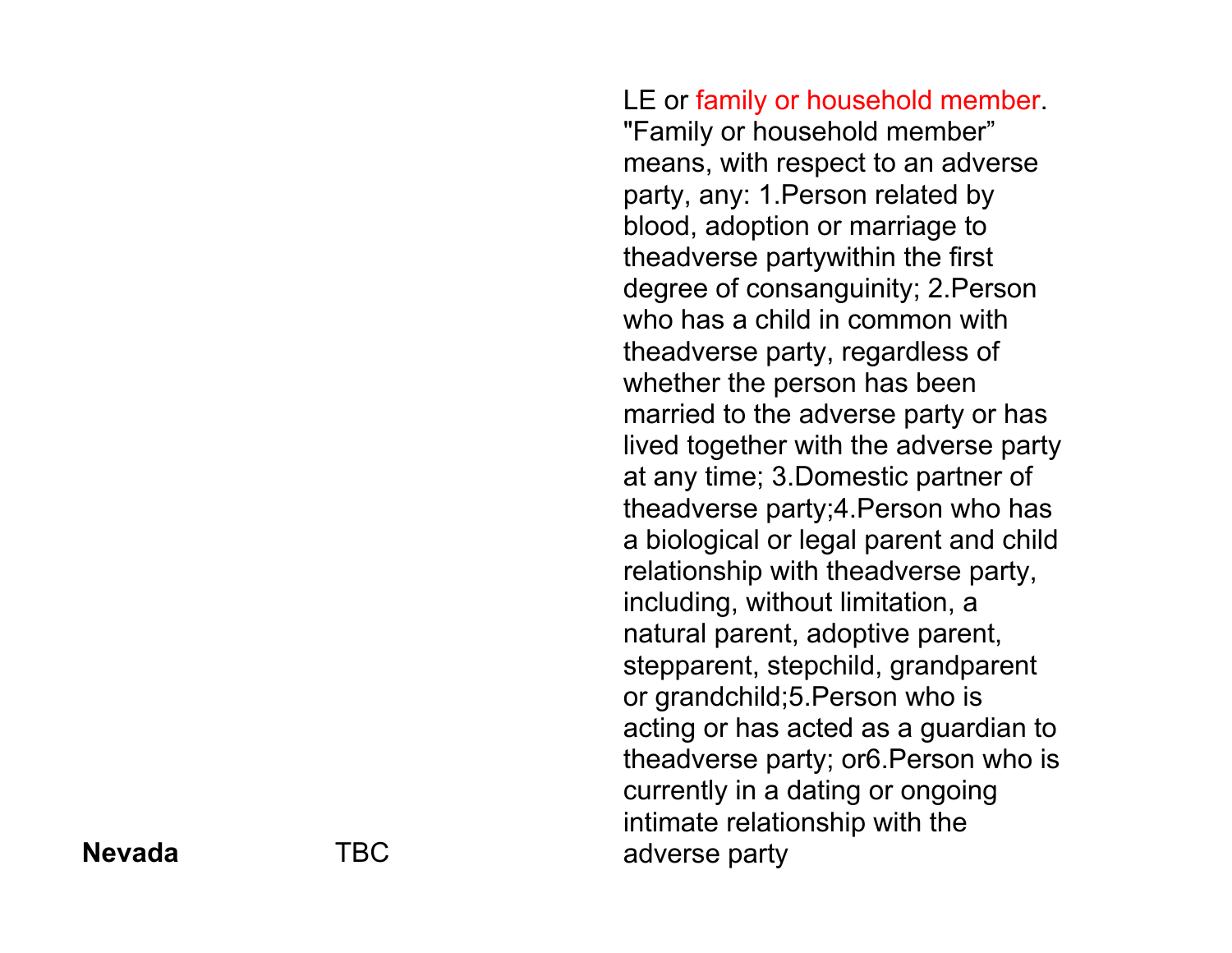| | | |
|---|---|---|
| **Nevada** | TBC | LE or family or household member. "Family or household member" means, with respect to an adverse party, any: 1.Person related by blood, adoption or marriage to theadverse partywithin the first degree of consanguinity; 2.Person who has a child in common with theadverse party, regardless of whether the person has been married to the adverse party or has lived together with the adverse party at any time; 3.Domestic partner of theadverse party;4.Person who has a biological or legal parent and child relationship with theadverse party, including, without limitation, a natural parent, adoptive parent, stepparent, stepchild, grandparent or grandchild;5.Person who is acting or has acted as a guardian to theadverse party; or6.Person who is currently in a dating or ongoing intimate relationship with the adverse party |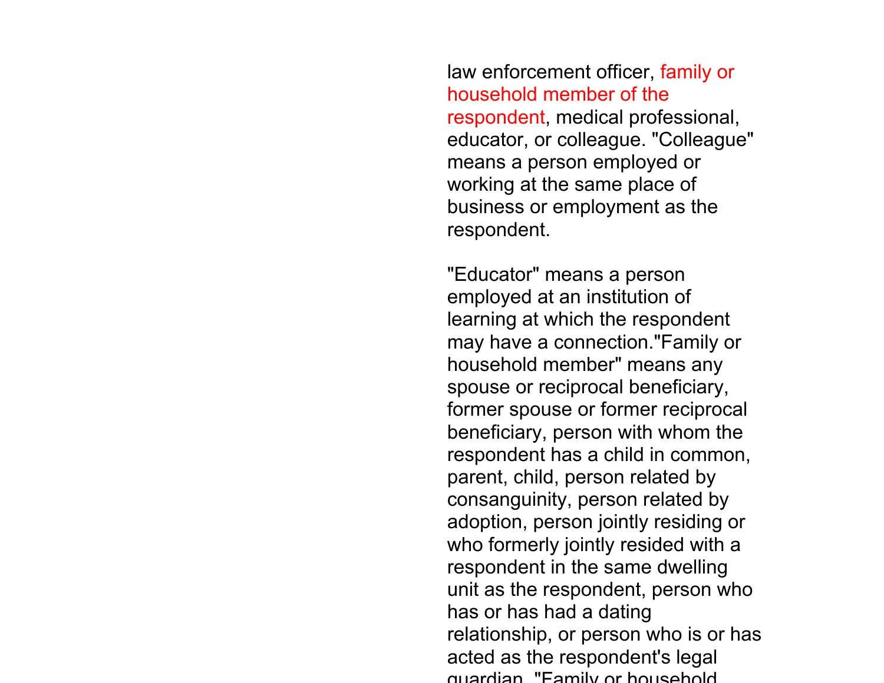law enforcement officer, family or household member of the respondent, medical professional, educator, or colleague. "Colleague" means a person employed or working at the same place of business or employment as the respondent.

"Educator" means a person employed at an institution of learning at which the respondent may have a connection."Family or household member" means any spouse or reciprocal beneficiary, former spouse or former reciprocal beneficiary, person with whom the respondent has a child in common, parent, child, person related by consanguinity, person related by adoption, person jointly residing or who formerly jointly resided with a respondent in the same dwelling unit as the respondent, person who has or has had a dating relationship, or person who is or has acted as the respondent's legal guardian. "Family or household